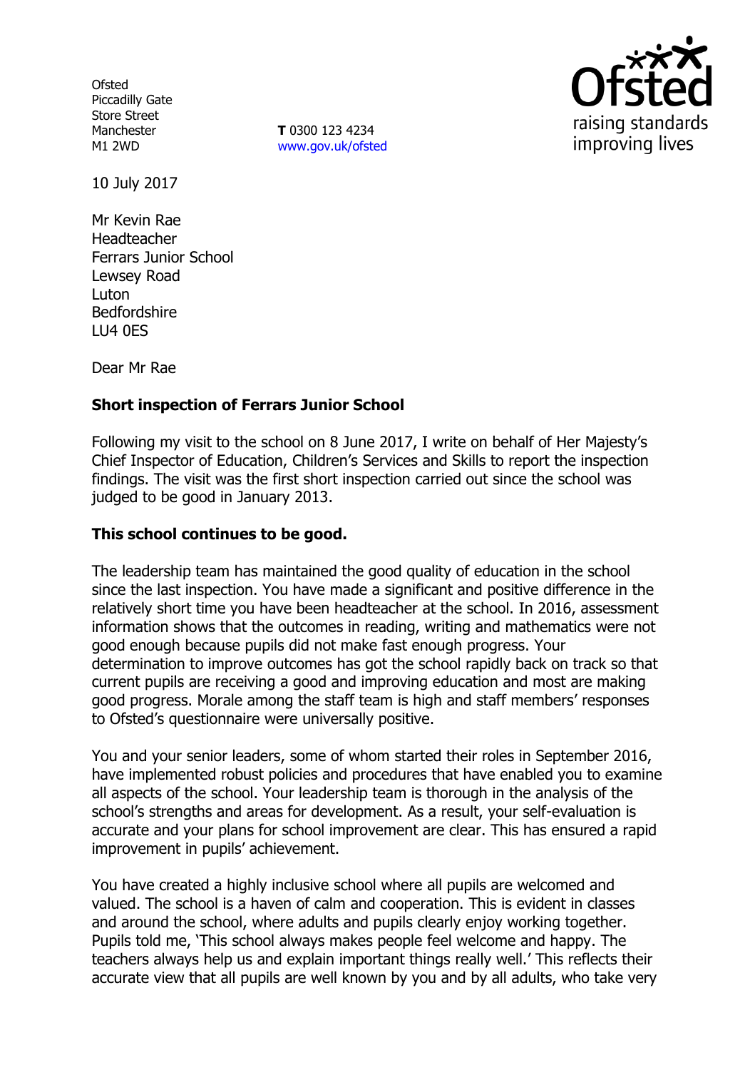Ofsted
Piccadilly Gate
Store Street
Manchester
M1 2WD

**T** 0300 123 4234
www.gov.uk/ofsted

10 July 2017

Mr Kevin Rae
Headteacher
Ferrars Junior School
Lewsey Road
Luton
Bedfordshire
LU4 0ES

Dear Mr Rae

**Short inspection of Ferrars Junior School**

Following my visit to the school on 8 June 2017, I write on behalf of Her Majesty's Chief Inspector of Education, Children's Services and Skills to report the inspection findings. The visit was the first short inspection carried out since the school was judged to be good in January 2013.

**This school continues to be good.**

The leadership team has maintained the good quality of education in the school since the last inspection. You have made a significant and positive difference in the relatively short time you have been headteacher at the school. In 2016, assessment information shows that the outcomes in reading, writing and mathematics were not good enough because pupils did not make fast enough progress. Your determination to improve outcomes has got the school rapidly back on track so that current pupils are receiving a good and improving education and most are making good progress. Morale among the staff team is high and staff members' responses to Ofsted's questionnaire were universally positive.

You and your senior leaders, some of whom started their roles in September 2016, have implemented robust policies and procedures that have enabled you to examine all aspects of the school. Your leadership team is thorough in the analysis of the school's strengths and areas for development. As a result, your self-evaluation is accurate and your plans for school improvement are clear. This has ensured a rapid improvement in pupils' achievement.

You have created a highly inclusive school where all pupils are welcomed and valued. The school is a haven of calm and cooperation. This is evident in classes and around the school, where adults and pupils clearly enjoy working together. Pupils told me, 'This school always makes people feel welcome and happy. The teachers always help us and explain important things really well.' This reflects their accurate view that all pupils are well known by you and by all adults, who take very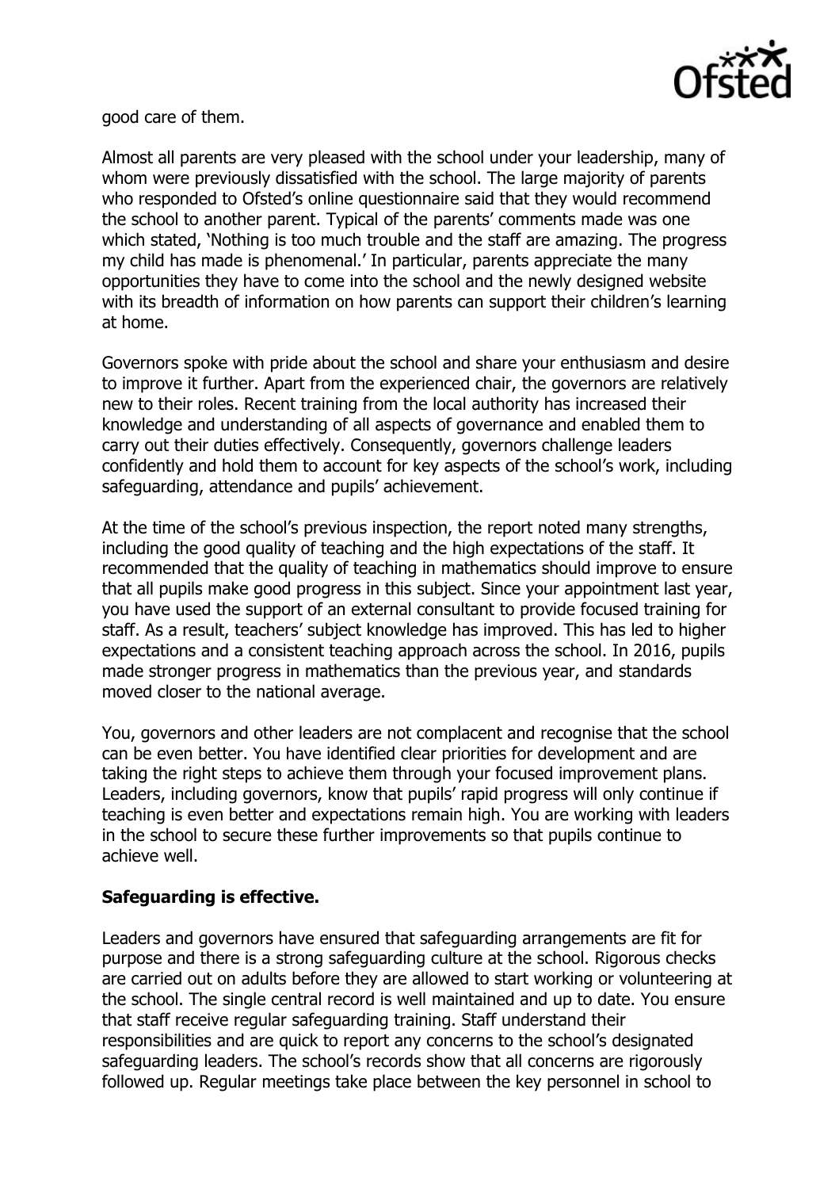good care of them.

Almost all parents are very pleased with the school under your leadership, many of whom were previously dissatisfied with the school. The large majority of parents who responded to Ofsted's online questionnaire said that they would recommend the school to another parent. Typical of the parents' comments made was one which stated, 'Nothing is too much trouble and the staff are amazing. The progress my child has made is phenomenal.' In particular, parents appreciate the many opportunities they have to come into the school and the newly designed website with its breadth of information on how parents can support their children's learning at home.

Governors spoke with pride about the school and share your enthusiasm and desire to improve it further. Apart from the experienced chair, the governors are relatively new to their roles. Recent training from the local authority has increased their knowledge and understanding of all aspects of governance and enabled them to carry out their duties effectively. Consequently, governors challenge leaders confidently and hold them to account for key aspects of the school's work, including safeguarding, attendance and pupils' achievement.

At the time of the school's previous inspection, the report noted many strengths, including the good quality of teaching and the high expectations of the staff. It recommended that the quality of teaching in mathematics should improve to ensure that all pupils make good progress in this subject. Since your appointment last year, you have used the support of an external consultant to provide focused training for staff. As a result, teachers' subject knowledge has improved. This has led to higher expectations and a consistent teaching approach across the school. In 2016, pupils made stronger progress in mathematics than the previous year, and standards moved closer to the national average.

You, governors and other leaders are not complacent and recognise that the school can be even better. You have identified clear priorities for development and are taking the right steps to achieve them through your focused improvement plans. Leaders, including governors, know that pupils' rapid progress will only continue if teaching is even better and expectations remain high. You are working with leaders in the school to secure these further improvements so that pupils continue to achieve well.

**Safeguarding is effective.**

Leaders and governors have ensured that safeguarding arrangements are fit for purpose and there is a strong safeguarding culture at the school. Rigorous checks are carried out on adults before they are allowed to start working or volunteering at the school. The single central record is well maintained and up to date. You ensure that staff receive regular safeguarding training. Staff understand their responsibilities and are quick to report any concerns to the school's designated safeguarding leaders. The school's records show that all concerns are rigorously followed up. Regular meetings take place between the key personnel in school to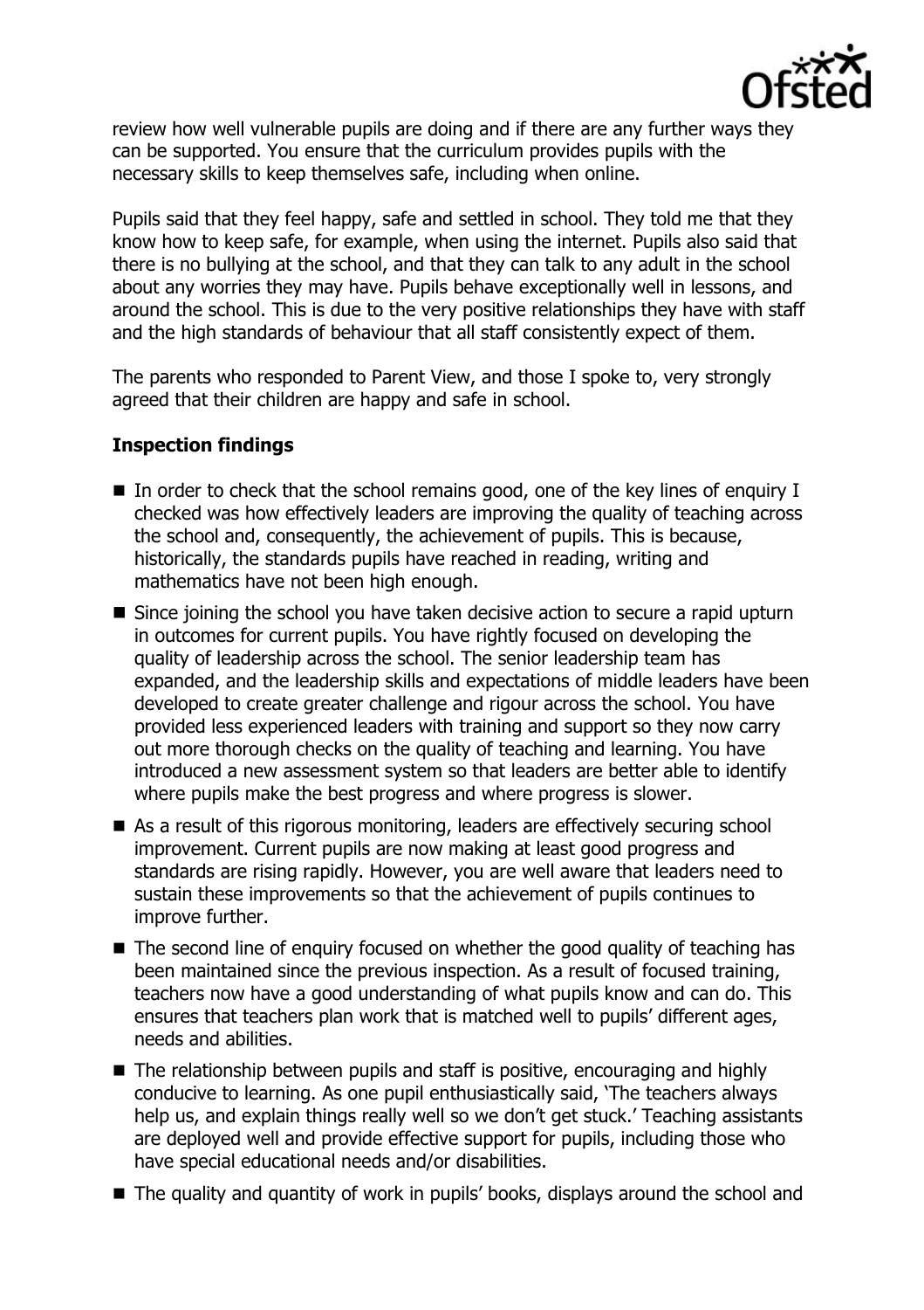review how well vulnerable pupils are doing and if there are any further ways they can be supported. You ensure that the curriculum provides pupils with the necessary skills to keep themselves safe, including when online.

Pupils said that they feel happy, safe and settled in school. They told me that they know how to keep safe, for example, when using the internet. Pupils also said that there is no bullying at the school, and that they can talk to any adult in the school about any worries they may have. Pupils behave exceptionally well in lessons, and around the school. This is due to the very positive relationships they have with staff and the high standards of behaviour that all staff consistently expect of them.

The parents who responded to Parent View, and those I spoke to, very strongly agreed that their children are happy and safe in school.

## Inspection findings

- In order to check that the school remains good, one of the key lines of enquiry I checked was how effectively leaders are improving the quality of teaching across the school and, consequently, the achievement of pupils. This is because, historically, the standards pupils have reached in reading, writing and mathematics have not been high enough.
- Since joining the school you have taken decisive action to secure a rapid upturn in outcomes for current pupils. You have rightly focused on developing the quality of leadership across the school. The senior leadership team has expanded, and the leadership skills and expectations of middle leaders have been developed to create greater challenge and rigour across the school. You have provided less experienced leaders with training and support so they now carry out more thorough checks on the quality of teaching and learning. You have introduced a new assessment system so that leaders are better able to identify where pupils make the best progress and where progress is slower.
- As a result of this rigorous monitoring, leaders are effectively securing school improvement. Current pupils are now making at least good progress and standards are rising rapidly. However, you are well aware that leaders need to sustain these improvements so that the achievement of pupils continues to improve further.
- The second line of enquiry focused on whether the good quality of teaching has been maintained since the previous inspection. As a result of focused training, teachers now have a good understanding of what pupils know and can do. This ensures that teachers plan work that is matched well to pupils' different ages, needs and abilities.
- The relationship between pupils and staff is positive, encouraging and highly conducive to learning. As one pupil enthusiastically said, 'The teachers always help us, and explain things really well so we don't get stuck.' Teaching assistants are deployed well and provide effective support for pupils, including those who have special educational needs and/or disabilities.
- The quality and quantity of work in pupils' books, displays around the school and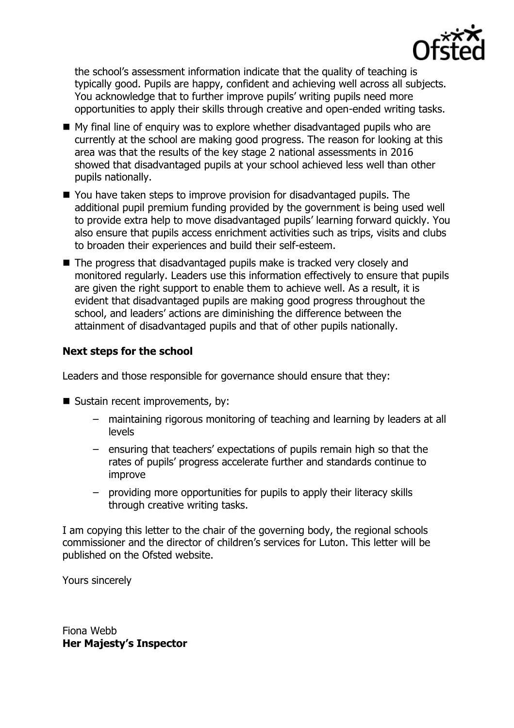the school's assessment information indicate that the quality of teaching is typically good. Pupils are happy, confident and achieving well across all subjects. You acknowledge that to further improve pupils' writing pupils need more opportunities to apply their skills through creative and open-ended writing tasks.

- My final line of enquiry was to explore whether disadvantaged pupils who are currently at the school are making good progress. The reason for looking at this area was that the results of the key stage 2 national assessments in 2016 showed that disadvantaged pupils at your school achieved less well than other pupils nationally.
- You have taken steps to improve provision for disadvantaged pupils. The additional pupil premium funding provided by the government is being used well to provide extra help to move disadvantaged pupils' learning forward quickly. You also ensure that pupils access enrichment activities such as trips, visits and clubs to broaden their experiences and build their self-esteem.
- The progress that disadvantaged pupils make is tracked very closely and monitored regularly. Leaders use this information effectively to ensure that pupils are given the right support to enable them to achieve well. As a result, it is evident that disadvantaged pupils are making good progress throughout the school, and leaders' actions are diminishing the difference between the attainment of disadvantaged pupils and that of other pupils nationally.

**Next steps for the school**

Leaders and those responsible for governance should ensure that they:

- Sustain recent improvements, by:
  - maintaining rigorous monitoring of teaching and learning by leaders at all levels
  - ensuring that teachers' expectations of pupils remain high so that the rates of pupils' progress accelerate further and standards continue to improve
  - providing more opportunities for pupils to apply their literacy skills through creative writing tasks.

I am copying this letter to the chair of the governing body, the regional schools commissioner and the director of children's services for Luton. This letter will be published on the Ofsted website.

Yours sincerely

Fiona Webb
**Her Majesty's Inspector**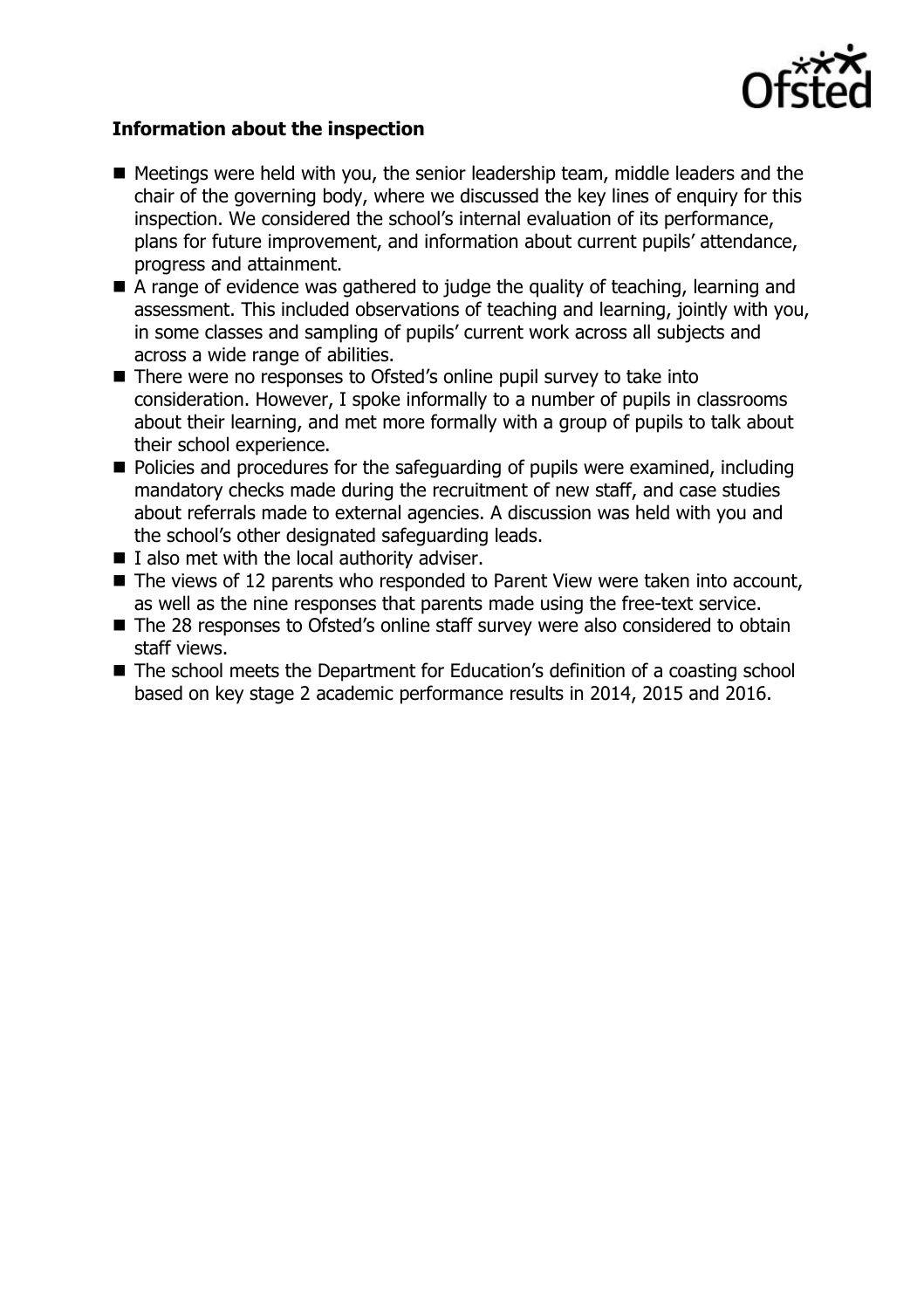**Information about the inspection**

- Meetings were held with you, the senior leadership team, middle leaders and the chair of the governing body, where we discussed the key lines of enquiry for this inspection. We considered the school's internal evaluation of its performance, plans for future improvement, and information about current pupils' attendance, progress and attainment.
- A range of evidence was gathered to judge the quality of teaching, learning and assessment. This included observations of teaching and learning, jointly with you, in some classes and sampling of pupils' current work across all subjects and across a wide range of abilities.
- There were no responses to Ofsted's online pupil survey to take into consideration. However, I spoke informally to a number of pupils in classrooms about their learning, and met more formally with a group of pupils to talk about their school experience.
- Policies and procedures for the safeguarding of pupils were examined, including mandatory checks made during the recruitment of new staff, and case studies about referrals made to external agencies. A discussion was held with you and the school's other designated safeguarding leads.
- I also met with the local authority adviser.
- The views of 12 parents who responded to Parent View were taken into account, as well as the nine responses that parents made using the free-text service.
- The 28 responses to Ofsted's online staff survey were also considered to obtain staff views.
- The school meets the Department for Education's definition of a coasting school based on key stage 2 academic performance results in 2014, 2015 and 2016.